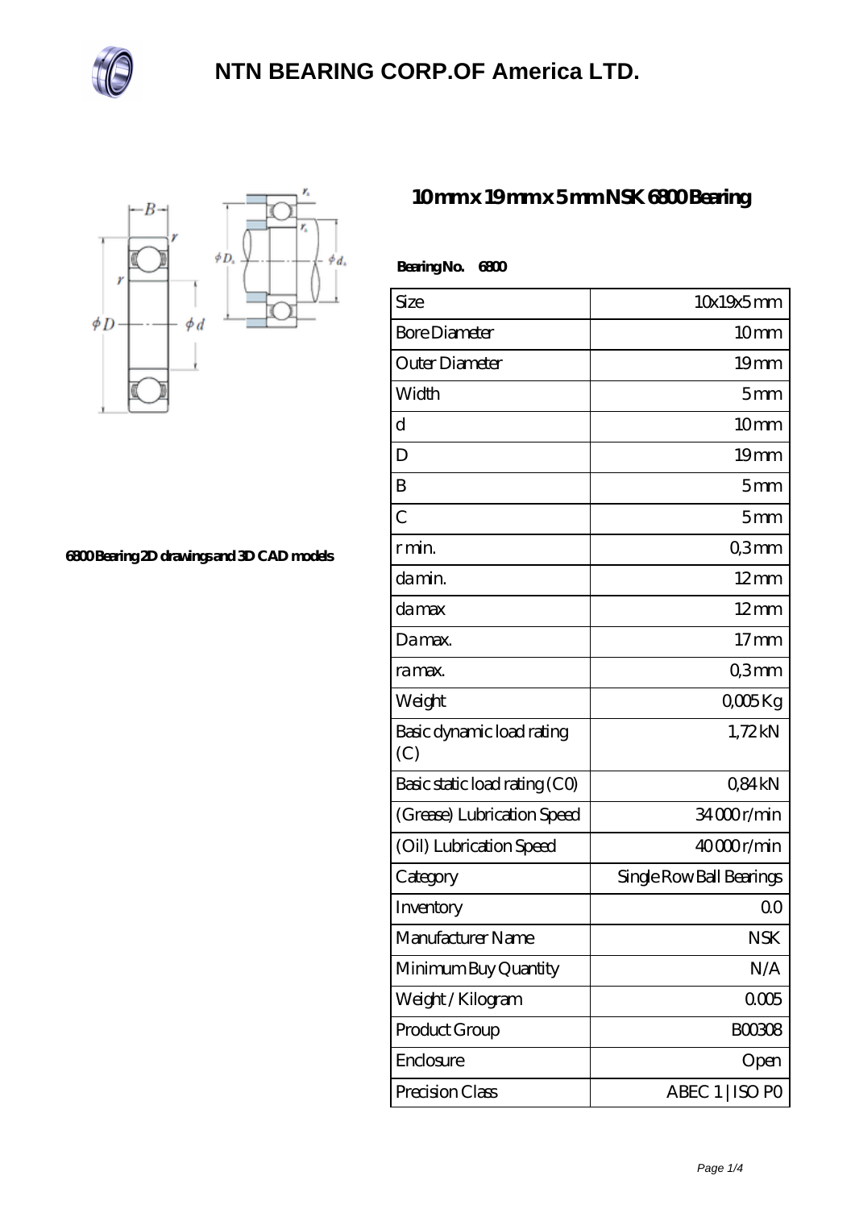# NTN BEARING CORP.OF America LTD.

6800 Bearing 2D drawings and 3D CAD models

## 10 mm x 19 mm x 5 mm NSK 6800 Bearing

**Bearing No. 6800**

| Size | 10x19x5 mm |
|---|---|
| Bore Diameter | 10 mm |
| Outer Diameter | 19 mm |
| Width | 5 mm |
| d | 10 mm |
| D | 19 mm |
| B | 5 mm |
| C | 5 mm |
| r min. | 0,3 mm |
| da min. | 12 mm |
| da max | 12 mm |
| Da max. | 17 mm |
| ra max. | 0,3 mm |
| Weight | 0,005 Kg |
| Basic dynamic load rating (C) | 1,72 kN |
| Basic static load rating (C0) | 0,84 kN |
| (Grease) Lubrication Speed | 34 000 r/min |
| (Oil) Lubrication Speed | 40 000 r/min |
| Category | Single Row Ball Bearings |
| Inventory | 0.0 |
| Manufacturer Name | NSK |
| Minimum Buy Quantity | N/A |
| Weight / Kilogram | 0.005 |
| Product Group | B00308 |
| Enclosure | Open |
| Precision Class | ABEC 1 \| ISO P0 |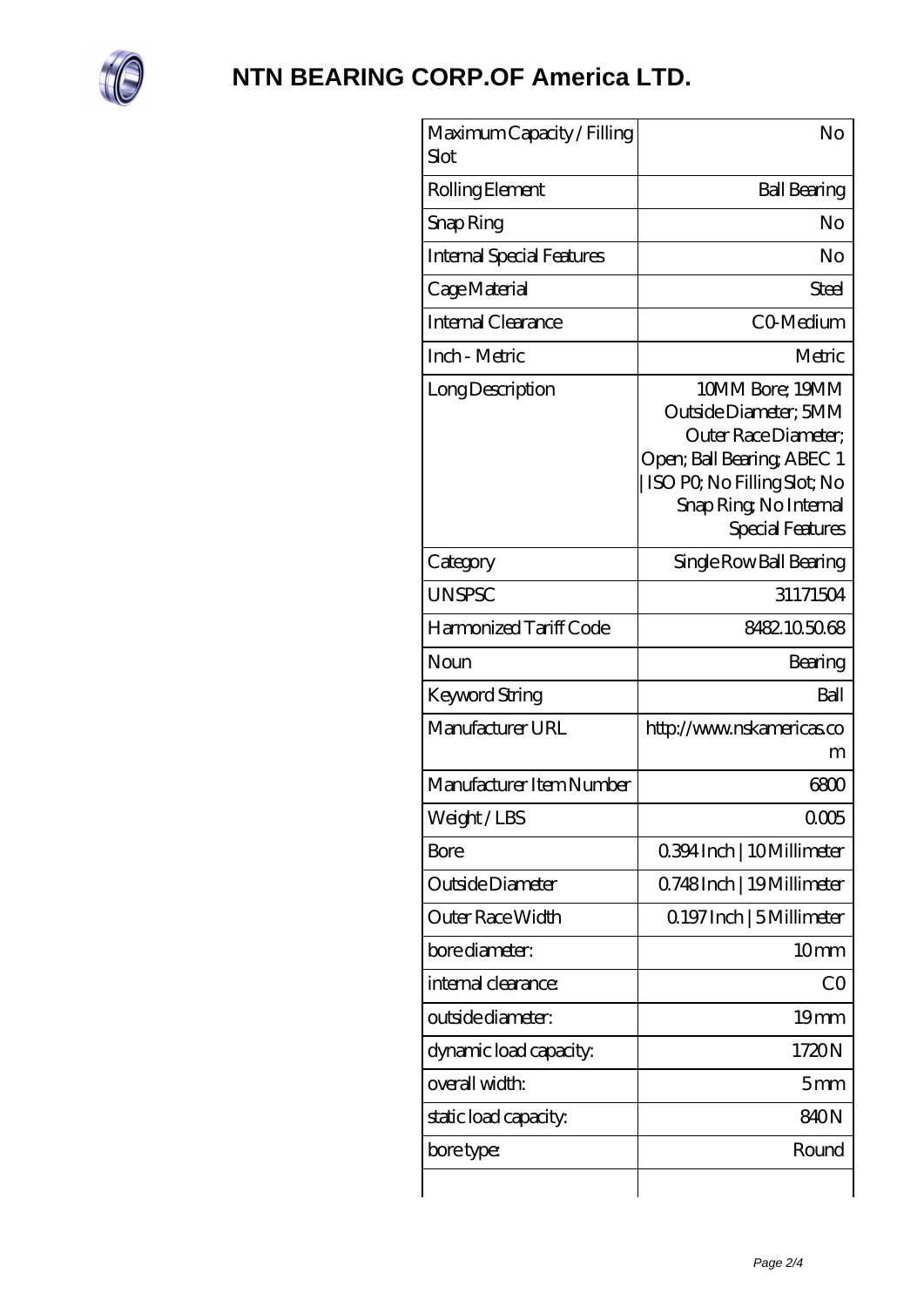# NTN BEARING CORP.OF America LTD.

| Maximum Capacity / Filling Slot | No |
| --- | --- |
| Rolling Element | Ball Bearing |
| Snap Ring | No |
| Internal Special Features | No |
| Cage Material | Steel |
| Internal Clearance | C0-Medium |
| Inch - Metric | Metric |
| Long Description | 10MM Bore; 19MM Outside Diameter; 5MM Outer Race Diameter; Open; Ball Bearing; ABEC 1 \| ISO P0; No Filling Slot; No Snap Ring; No Internal Special Features |
| Category | Single Row Ball Bearing |
| UNSPSC | 31171504 |
| Harmonized Tariff Code | 8482.10.50.68 |
| Noun | Bearing |
| Keyword String | Ball |
| Manufacturer URL | http://www.nskamericas.com |
| Manufacturer Item Number | 6800 |
| Weight / LBS | 0.005 |
| Bore | 0.394 Inch \| 10 Millimeter |
| Outside Diameter | 0.748 Inch \| 19 Millimeter |
| Outer Race Width | 0.197 Inch \| 5 Millimeter |
| bore diameter: | 10 mm |
| internal clearance: | C0 |
| outside diameter: | 19 mm |
| dynamic load capacity: | 1720 N |
| overall width: | 5 mm |
| static load capacity: | 840 N |
| bore type: | Round |
| | |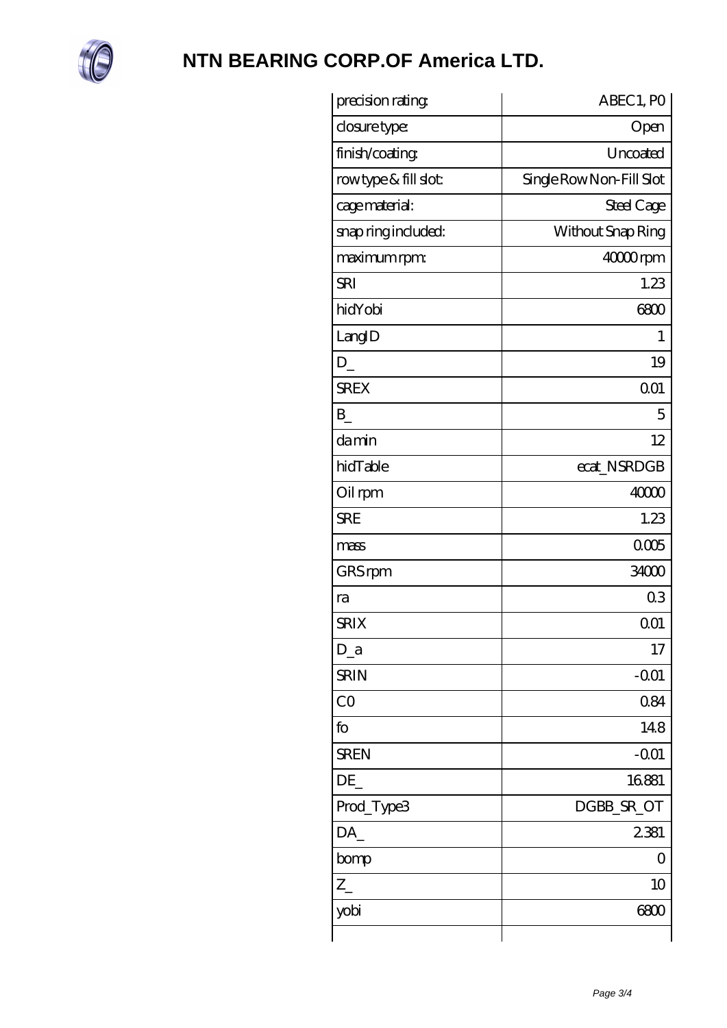# NTN BEARING CORP.OF America LTD.

| | |
|---|---|
| precision rating: | ABEC1, P0 |
| closure type: | Open |
| finish/coating: | Uncoated |
| row type & fill slot: | Single Row Non-Fill Slot |
| cage material: | Steel Cage |
| snap ring included: | Without Snap Ring |
| maximum rpm: | 40000 rpm |
| SRI | 1.23 |
| hidYobi | 6800 |
| LangID | 1 |
| D_ | 19 |
| SREX | 0.01 |
| B_ | 5 |
| da min | 12 |
| hidTable | ecat_NSRDGB |
| Oil rpm | 40000 |
| SRE | 1.23 |
| mass | 0.005 |
| GRS rpm | 34000 |
| ra | 0.3 |
| SRIX | 0.01 |
| D_a | 17 |
| SRIN | -0.01 |
| C0 | 0.84 |
| fo | 14.8 |
| SREN | -0.01 |
| DE_ | 16.881 |
| Prod_Type3 | DGBB_SR_OT |
| DA_ | 2.381 |
| bomp | 0 |
| Z_ | 10 |
| yobi | 6800 |
| | |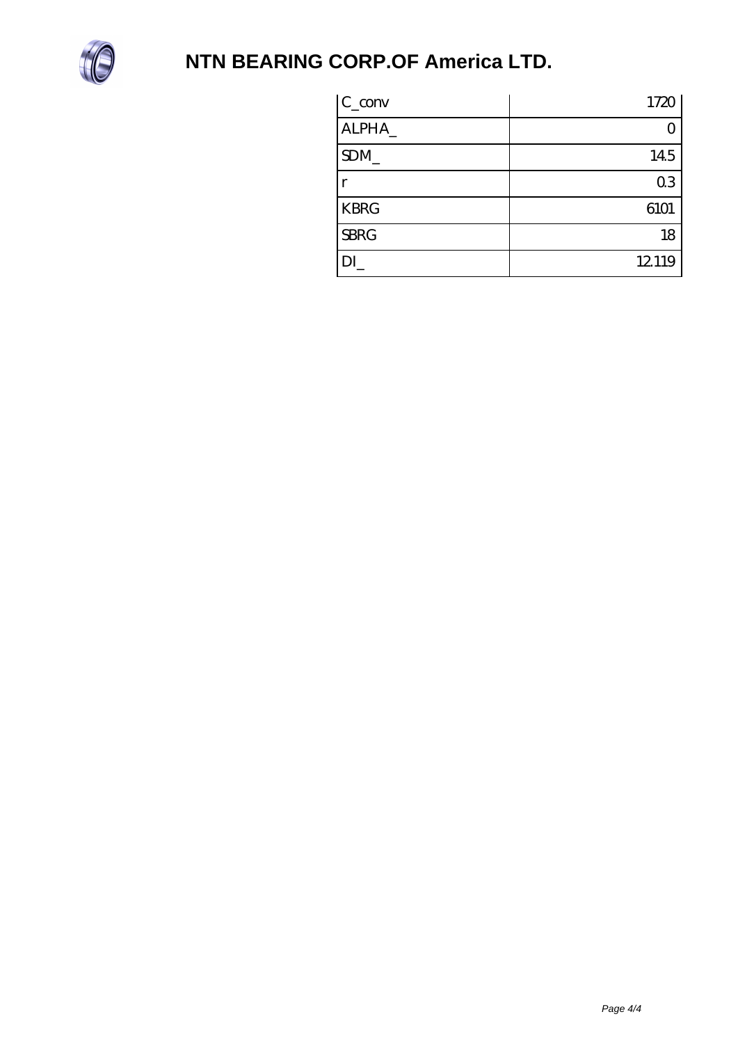| | |
|---|---|
| C_conv | 1720 |
| ALPHA_ | 0 |
| SDM_ | 14.5 |
| r | 0.3 |
| KBRG | 6101 |
| SBRG | 18 |
| DI_ | 12.119 |